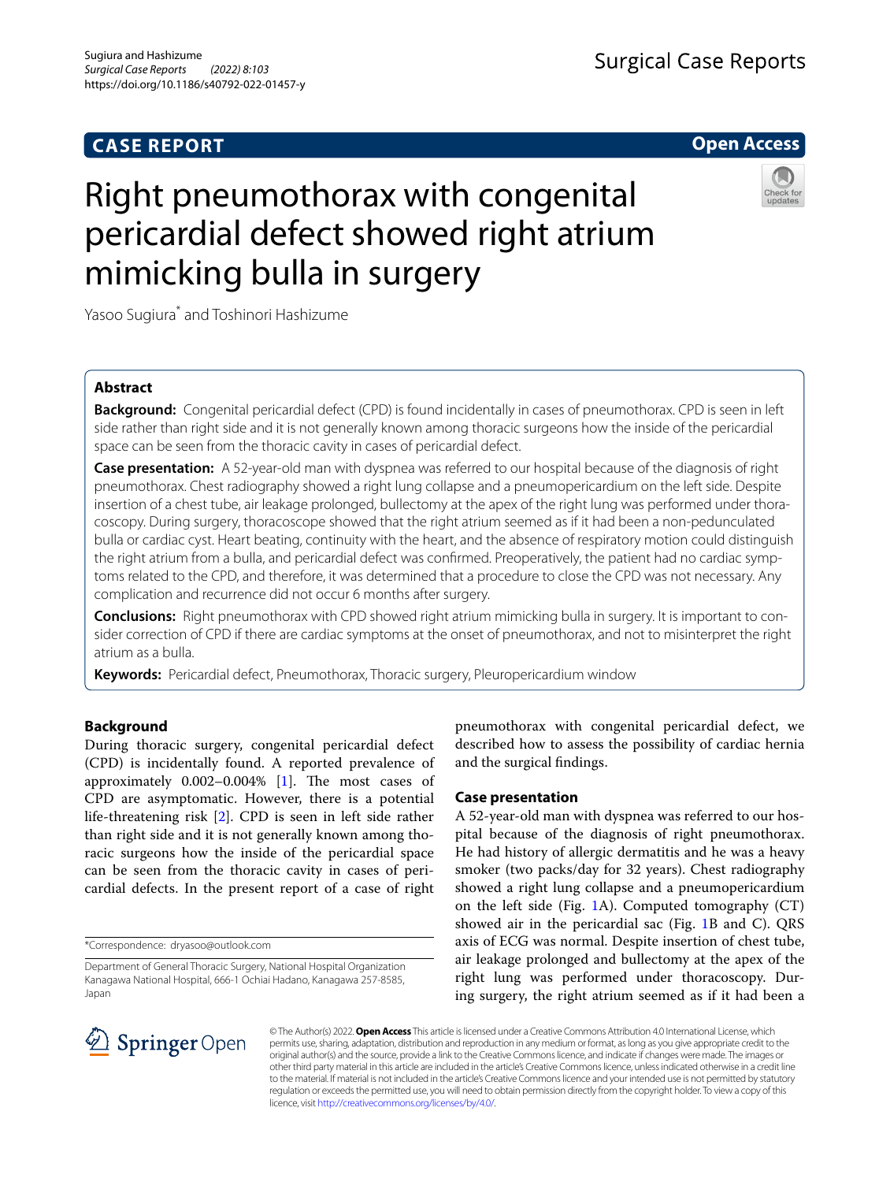CASE REPORT

Open Access

# Right pneumothorax with congenital pericardial defect showed right atrium mimicking bulla in surgery

Yasoo Sugiura* and Toshinori Hashizume

## Abstract

**Background:** Congenital pericardial defect (CPD) is found incidentally in cases of pneumothorax. CPD is seen in left side rather than right side and it is not generally known among thoracic surgeons how the inside of the pericardial space can be seen from the thoracic cavity in cases of pericardial defect.

**Case presentation:** A 52-year-old man with dyspnea was referred to our hospital because of the diagnosis of right pneumothorax. Chest radiography showed a right lung collapse and a pneumopericardium on the left side. Despite insertion of a chest tube, air leakage prolonged, bullectomy at the apex of the right lung was performed under thoracoscopy. During surgery, thoracoscope showed that the right atrium seemed as if it had been a non-pedunculated bulla or cardiac cyst. Heart beating, continuity with the heart, and the absence of respiratory motion could distinguish the right atrium from a bulla, and pericardial defect was confirmed. Preoperatively, the patient had no cardiac symptoms related to the CPD, and therefore, it was determined that a procedure to close the CPD was not necessary. Any complication and recurrence did not occur 6 months after surgery.

**Conclusions:** Right pneumothorax with CPD showed right atrium mimicking bulla in surgery. It is important to consider correction of CPD if there are cardiac symptoms at the onset of pneumothorax, and not to misinterpret the right atrium as a bulla.

**Keywords:** Pericardial defect, Pneumothorax, Thoracic surgery, Pleuropericardium window

## Background

During thoracic surgery, congenital pericardial defect (CPD) is incidentally found. A reported prevalence of approximately 0.002–0.004% [1]. The most cases of CPD are asymptomatic. However, there is a potential life-threatening risk [2]. CPD is seen in left side rather than right side and it is not generally known among thoracic surgeons how the inside of the pericardial space can be seen from the thoracic cavity in cases of pericardial defects. In the present report of a case of right pneumothorax with congenital pericardial defect, we described how to assess the possibility of cardiac hernia and the surgical findings.

## Case presentation

A 52-year-old man with dyspnea was referred to our hospital because of the diagnosis of right pneumothorax. He had history of allergic dermatitis and he was a heavy smoker (two packs/day for 32 years). Chest radiography showed a right lung collapse and a pneumopericardium on the left side (Fig. 1A). Computed tomography (CT) showed air in the pericardial sac (Fig. 1B and C). QRS axis of ECG was normal. Despite insertion of chest tube, air leakage prolonged and bullectomy at the apex of the right lung was performed under thoracoscopy. During surgery, the right atrium seemed as if it had been a

*Correspondence: dryasoo@outlook.com

Department of General Thoracic Surgery, National Hospital Organization Kanagawa National Hospital, 666-1 Ochiai Hadano, Kanagawa 257-8585, Japan

© The Author(s) 2022. **Open Access** This article is licensed under a Creative Commons Attribution 4.0 International License, which permits use, sharing, adaptation, distribution and reproduction in any medium or format, as long as you give appropriate credit to the original author(s) and the source, provide a link to the Creative Commons licence, and indicate if changes were made. The images or other third party material in this article are included in the article's Creative Commons licence, unless indicated otherwise in a credit line to the material. If material is not included in the article's Creative Commons licence and your intended use is not permitted by statutory regulation or exceeds the permitted use, you will need to obtain permission directly from the copyright holder. To view a copy of this licence, visit http://creativecommons.org/licenses/by/4.0/.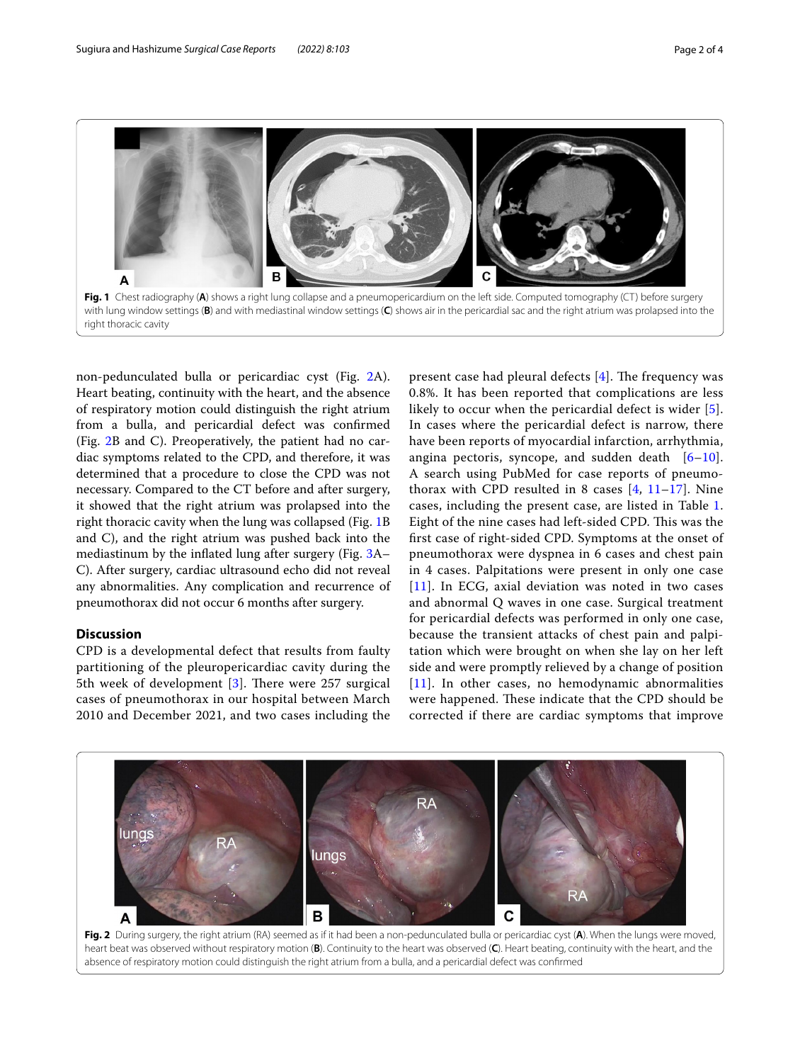Fig. 1 Chest radiography (A) shows a right lung collapse and a pneumopericardium on the left side. Computed tomography (CT) before surgery with lung window settings (B) and with mediastinal window settings (C) shows air in the pericardial sac and the right atrium was prolapsed into the right thoracic cavity

non-pedunculated bulla or pericardiac cyst (Fig. 2A). Heart beating, continuity with the heart, and the absence of respiratory motion could distinguish the right atrium from a bulla, and pericardial defect was confirmed (Fig. 2B and C). Preoperatively, the patient had no cardiac symptoms related to the CPD, and therefore, it was determined that a procedure to close the CPD was not necessary. Compared to the CT before and after surgery, it showed that the right atrium was prolapsed into the right thoracic cavity when the lung was collapsed (Fig. 1B and C), and the right atrium was pushed back into the mediastinum by the inflated lung after surgery (Fig. 3A–C). After surgery, cardiac ultrasound echo did not reveal any abnormalities. Any complication and recurrence of pneumothorax did not occur 6 months after surgery.

## Discussion

CPD is a developmental defect that results from faulty partitioning of the pleuropericardiac cavity during the 5th week of development [3]. There were 257 surgical cases of pneumothorax in our hospital between March 2010 and December 2021, and two cases including the present case had pleural defects [4]. The frequency was 0.8%. It has been reported that complications are less likely to occur when the pericardial defect is wider [5]. In cases where the pericardial defect is narrow, there have been reports of myocardial infarction, arrhythmia, angina pectoris, syncope, and sudden death [6–10]. A search using PubMed for case reports of pneumothorax with CPD resulted in 8 cases [4, 11–17]. Nine cases, including the present case, are listed in Table 1. Eight of the nine cases had left-sided CPD. This was the first case of right-sided CPD. Symptoms at the onset of pneumothorax were dyspnea in 6 cases and chest pain in 4 cases. Palpitations were present in only one case [11]. In ECG, axial deviation was noted in two cases and abnormal Q waves in one case. Surgical treatment for pericardial defects was performed in only one case, because the transient attacks of chest pain and palpitation which were brought on when she lay on her left side and were promptly relieved by a change of position [11]. In other cases, no hemodynamic abnormalities were happened. These indicate that the CPD should be corrected if there are cardiac symptoms that improve

Fig. 2 During surgery, the right atrium (RA) seemed as if it had been a non-pedunculated bulla or pericardiac cyst (A). When the lungs were moved, heart beat was observed without respiratory motion (B). Continuity to the heart was observed (C). Heart beating, continuity with the heart, and the absence of respiratory motion could distinguish the right atrium from a bulla, and a pericardial defect was confirmed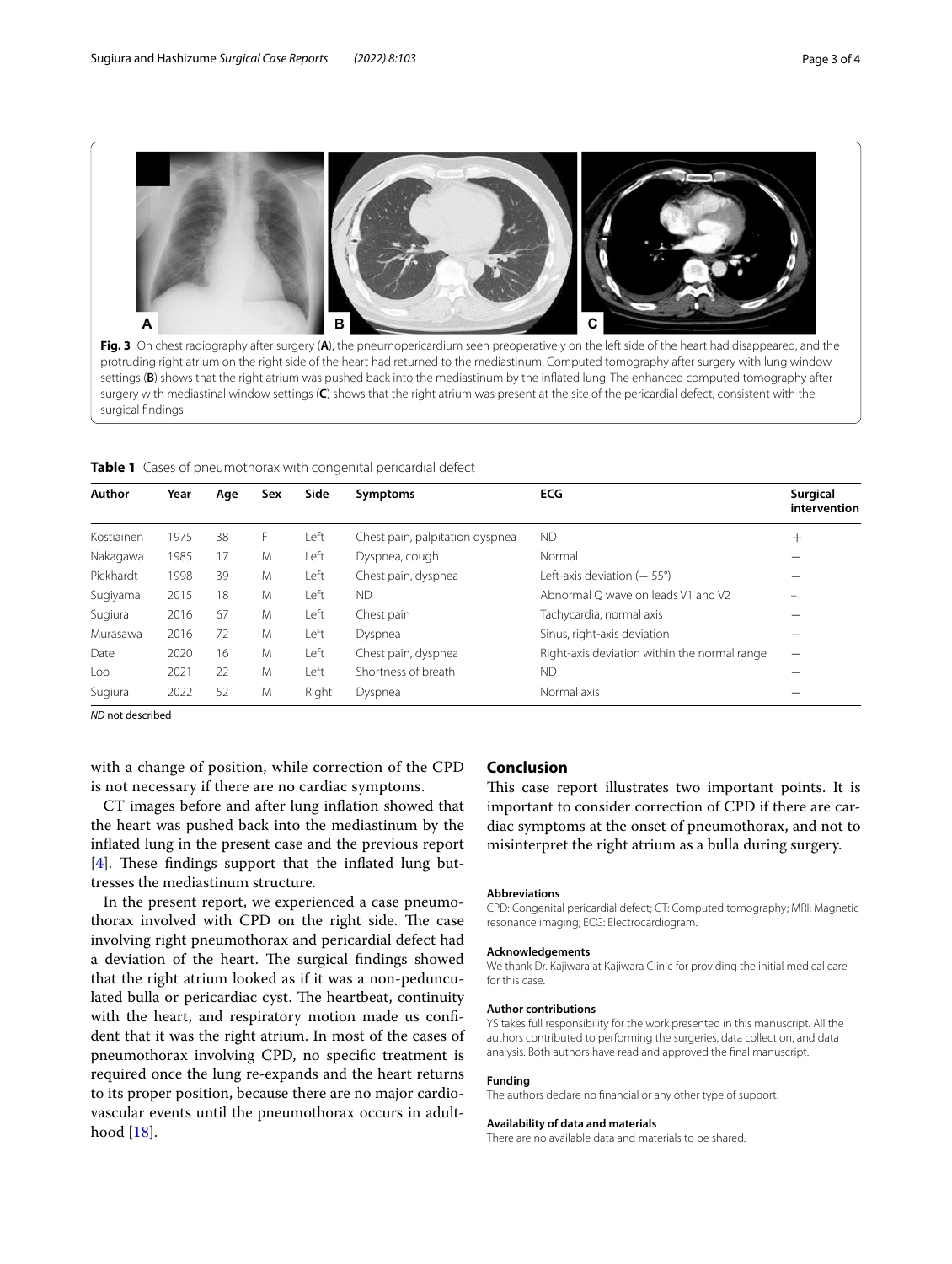**Fig. 3** On chest radiography after surgery (**A**), the pneumopericardium seen preoperatively on the left side of the heart had disappeared, and the protruding right atrium on the right side of the heart had returned to the mediastinum. Computed tomography after surgery with lung window settings (**B**) shows that the right atrium was pushed back into the mediastinum by the inflated lung. The enhanced computed tomography after surgery with mediastinal window settings (**C**) shows that the right atrium was present at the site of the pericardial defect, consistent with the surgical findings

**Table 1** Cases of pneumothorax with congenital pericardial defect

| Author | Year | Age | Sex | Side | Symptoms | ECG | Surgical intervention |
|---|---|---|---|---|---|---|---|
| Kostiainen | 1975 | 38 | F | Left | Chest pain, palpitation dyspnea | ND | + |
| Nakagawa | 1985 | 17 | M | Left | Dyspnea, cough | Normal | − |
| Pickhardt | 1998 | 39 | M | Left | Chest pain, dyspnea | Left-axis deviation (− 55°) | − |
| Sugiyama | 2015 | 18 | M | Left | ND | Abnormal Q wave on leads V1 and V2 | − |
| Sugiura | 2016 | 67 | M | Left | Chest pain | Tachycardia, normal axis | − |
| Murasawa | 2016 | 72 | M | Left | Dyspnea | Sinus, right-axis deviation | − |
| Date | 2020 | 16 | M | Left | Chest pain, dyspnea | Right-axis deviation within the normal range | − |
| Loo | 2021 | 22 | M | Left | Shortness of breath | ND | − |
| Sugiura | 2022 | 52 | M | Right | Dyspnea | Normal axis | − |

*ND* not described

with a change of position, while correction of the CPD is not necessary if there are no cardiac symptoms.

CT images before and after lung inflation showed that the heart was pushed back into the mediastinum by the inflated lung in the present case and the previous report [4]. These findings support that the inflated lung buttresses the mediastinum structure.

In the present report, we experienced a case pneumothorax involved with CPD on the right side. The case involving right pneumothorax and pericardial defect had a deviation of the heart. The surgical findings showed that the right atrium looked as if it was a non-pedunculated bulla or pericardiac cyst. The heartbeat, continuity with the heart, and respiratory motion made us confident that it was the right atrium. In most of the cases of pneumothorax involving CPD, no specific treatment is required once the lung re-expands and the heart returns to its proper position, because there are no major cardiovascular events until the pneumothorax occurs in adulthood [18].

## Conclusion

This case report illustrates two important points. It is important to consider correction of CPD if there are cardiac symptoms at the onset of pneumothorax, and not to misinterpret the right atrium as a bulla during surgery.

#### Abbreviations

CPD: Congenital pericardial defect; CT: Computed tomography; MRI: Magnetic resonance imaging; ECG: Electrocardiogram.

#### Acknowledgements

We thank Dr. Kajiwara at Kajiwara Clinic for providing the initial medical care for this case.

#### Author contributions

YS takes full responsibility for the work presented in this manuscript. All the authors contributed to performing the surgeries, data collection, and data analysis. Both authors have read and approved the final manuscript.

#### Funding

The authors declare no financial or any other type of support.

#### Availability of data and materials

There are no available data and materials to be shared.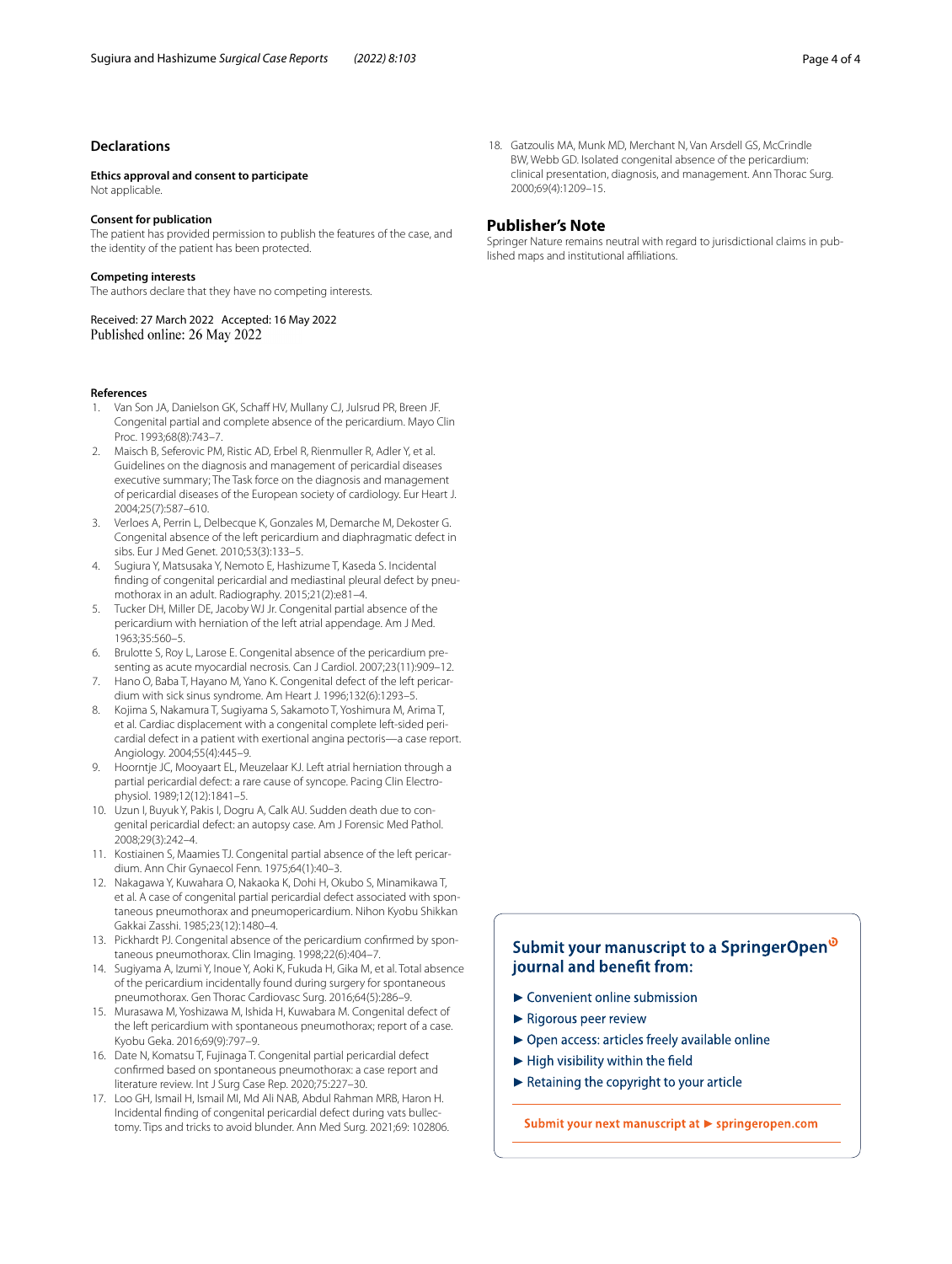## Declarations

### Ethics approval and consent to participate
Not applicable.

### Consent for publication
The patient has provided permission to publish the features of the case, and the identity of the patient has been protected.

### Competing interests
The authors declare that they have no competing interests.

Received: 27 March 2022 Accepted: 16 May 2022
Published online: 26 May 2022

### References

1. Van Son JA, Danielson GK, Schaff HV, Mullany CJ, Julsrud PR, Breen JF. Congenital partial and complete absence of the pericardium. Mayo Clin Proc. 1993;68(8):743–7.
2. Maisch B, Seferovic PM, Ristic AD, Erbel R, Rienmuller R, Adler Y, et al. Guidelines on the diagnosis and management of pericardial diseases executive summary; The Task force on the diagnosis and management of pericardial diseases of the European society of cardiology. Eur Heart J. 2004;25(7):587–610.
3. Verloes A, Perrin L, Delbecque K, Gonzales M, Demarche M, Dekoster G. Congenital absence of the left pericardium and diaphragmatic defect in sibs. Eur J Med Genet. 2010;53(3):133–5.
4. Sugiura Y, Matsusaka Y, Nemoto E, Hashizume T, Kaseda S. Incidental finding of congenital pericardial and mediastinal pleural defect by pneumothorax in an adult. Radiography. 2015;21(2):e81–4.
5. Tucker DH, Miller DE, Jacoby WJ Jr. Congenital partial absence of the pericardium with herniation of the left atrial appendage. Am J Med. 1963;35:560–5.
6. Brulotte S, Roy L, Larose E. Congenital absence of the pericardium presenting as acute myocardial necrosis. Can J Cardiol. 2007;23(11):909–12.
7. Hano O, Baba T, Hayano M, Yano K. Congenital defect of the left pericardium with sick sinus syndrome. Am Heart J. 1996;132(6):1293–5.
8. Kojima S, Nakamura T, Sugiyama S, Sakamoto T, Yoshimura M, Arima T, et al. Cardiac displacement with a congenital complete left-sided pericardial defect in a patient with exertional angina pectoris—a case report. Angiology. 2004;55(4):445–9.
9. Hoorntje JC, Mooyaart EL, Meuzelaar KJ. Left atrial herniation through a partial pericardial defect: a rare cause of syncope. Pacing Clin Electrophysiol. 1989;12(12):1841–5.
10. Uzun I, Buyuk Y, Pakis I, Dogru A, Calk AU. Sudden death due to congenital pericardial defect: an autopsy case. Am J Forensic Med Pathol. 2008;29(3):242–4.
11. Kostiainen S, Maamies TJ. Congenital partial absence of the left pericardium. Ann Chir Gynaecol Fenn. 1975;64(1):40–3.
12. Nakagawa Y, Kuwahara O, Nakaoka K, Dohi H, Okubo S, Minamikawa T, et al. A case of congenital partial pericardial defect associated with spontaneous pneumothorax and pneumopericardium. Nihon Kyobu Shikkan Gakkai Zasshi. 1985;23(12):1480–4.
13. Pickhardt PJ. Congenital absence of the pericardium confirmed by spontaneous pneumothorax. Clin Imaging. 1998;22(6):404–7.
14. Sugiyama A, Izumi Y, Inoue Y, Aoki K, Fukuda H, Gika M, et al. Total absence of the pericardium incidentally found during surgery for spontaneous pneumothorax. Gen Thorac Cardiovasc Surg. 2016;64(5):286–9.
15. Murasawa M, Yoshizawa M, Ishida H, Kuwabara M. Congenital defect of the left pericardium with spontaneous pneumothorax; report of a case. Kyobu Geka. 2016;69(9):797–9.
16. Date N, Komatsu T, Fujinaga T. Congenital partial pericardial defect confirmed based on spontaneous pneumothorax: a case report and literature review. Int J Surg Case Rep. 2020;75:227–30.
17. Loo GH, Ismail H, Ismail MI, Md Ali NAB, Abdul Rahman MRB, Haron H. Incidental finding of congenital pericardial defect during vats bullectomy. Tips and tricks to avoid blunder. Ann Med Surg. 2021;69: 102806.
18. Gatzoulis MA, Munk MD, Merchant N, Van Arsdell GS, McCrindle BW, Webb GD. Isolated congenital absence of the pericardium: clinical presentation, diagnosis, and management. Ann Thorac Surg. 2000;69(4):1209–15.

## Publisher's Note

Springer Nature remains neutral with regard to jurisdictional claims in published maps and institutional affiliations.

**Submit your manuscript to a SpringerOpen journal and benefit from:**

- ► Convenient online submission
- ► Rigorous peer review
- ► Open access: articles freely available online
- ► High visibility within the field
- ► Retaining the copyright to your article

**Submit your next manuscript at ► springeropen.com**